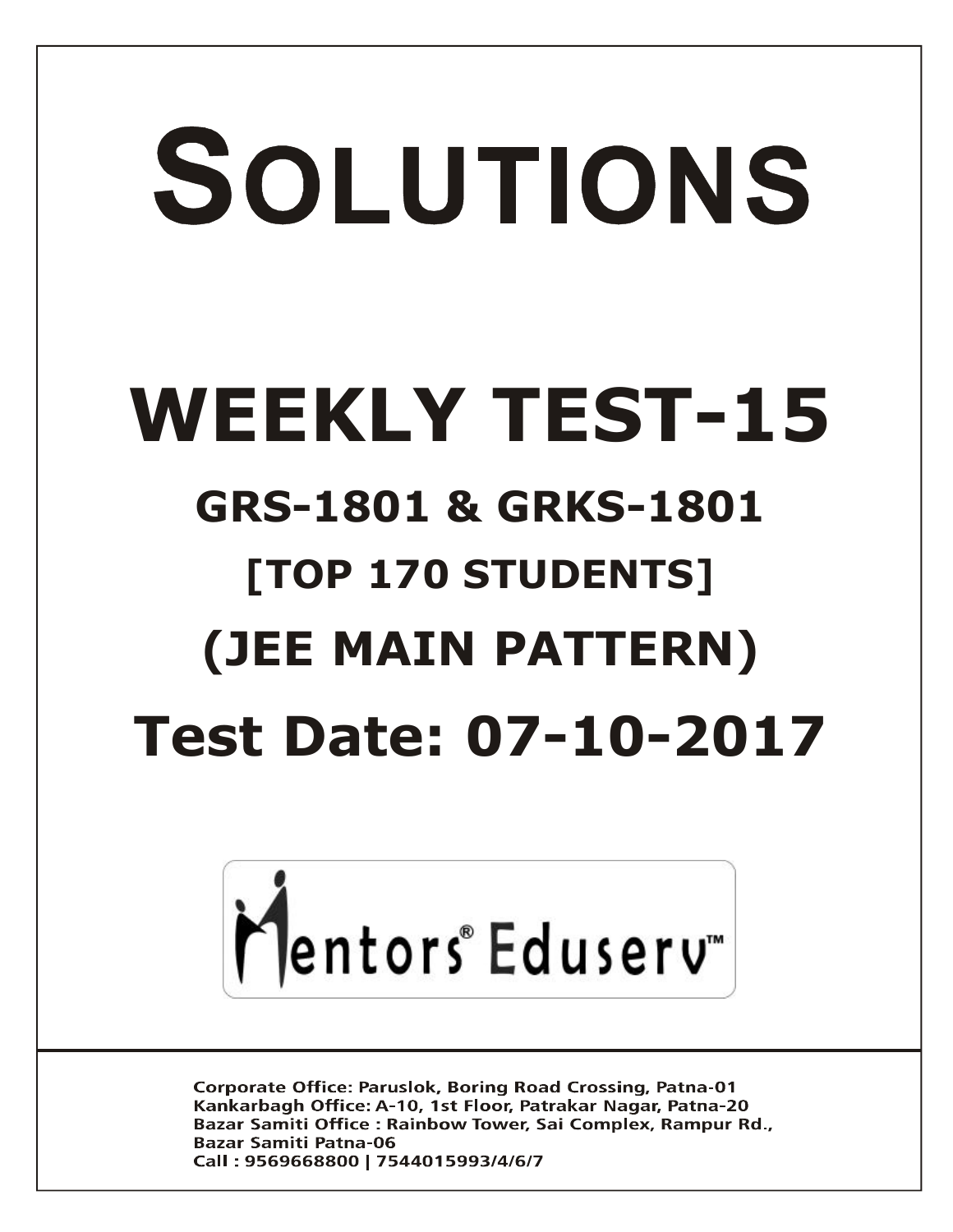# SOLUTIONS

# WEEKLY TEST-15

## GRS-1801 & GRKS-1801

## [TOP 170 STUDENTS]

## (JEE MAIN PATTERN)

## Test Date: 07-10-2017

Mentors® Eduserv™

Corporate Office: Paruslok, Boring Road Crossing, Patna-01
Kankarbagh Office: A-10, 1st Floor, Patrakar Nagar, Patna-20
Bazar Samiti Office : Rainbow Tower, Sai Complex, Rampur Rd., Bazar Samiti Patna-06
Call : 9569668800 | 7544015993/4/6/7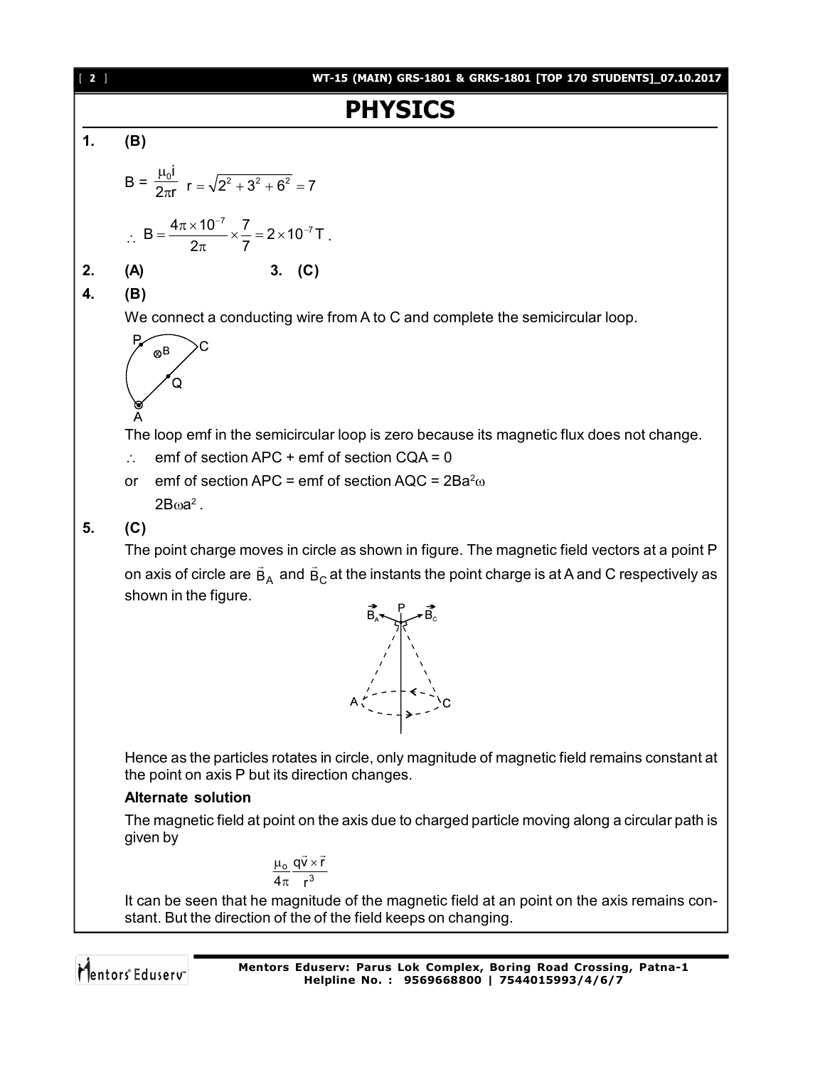# PHYSICS

**1. (B)**

$$B = \frac{\mu_0 i}{2\pi r} \quad r = \sqrt{2^2 + 3^2 + 6^2} = 7$$

$$\therefore \; B = \frac{4\pi \times 10^{-7}}{2\pi} \times \frac{7}{7} = 2 \times 10^{-7}\,T.$$

**2. (A)** **3. (C)**

**4. (B)**

We connect a conducting wire from A to C and complete the semicircular loop.

The loop emf in the semicircular loop is zero because its magnetic flux does not change.

$\therefore$ emf of section APC + emf of section CQA = 0

or emf of section APC = emf of section AQC = $2Ba^2\omega$

$2B\omega a^2$.

**5. (C)**

The point charge moves in circle as shown in figure. The magnetic field vectors at a point P on axis of circle are $\vec{B}_A$ and $\vec{B}_C$ at the instants the point charge is at A and C respectively as shown in the figure.

Hence as the particles rotates in circle, only magnitude of magnetic field remains constant at the point on axis P but its direction changes.

**Alternate solution**

The magnetic field at point on the axis due to charged particle moving along a circular path is given by

$$\frac{\mu_o}{4\pi} \frac{q\vec{v} \times \vec{r}}{r^3}$$

It can be seen that he magnitude of the magnetic field at an point on the axis remains constant. But the direction of the of the field keeps on changing.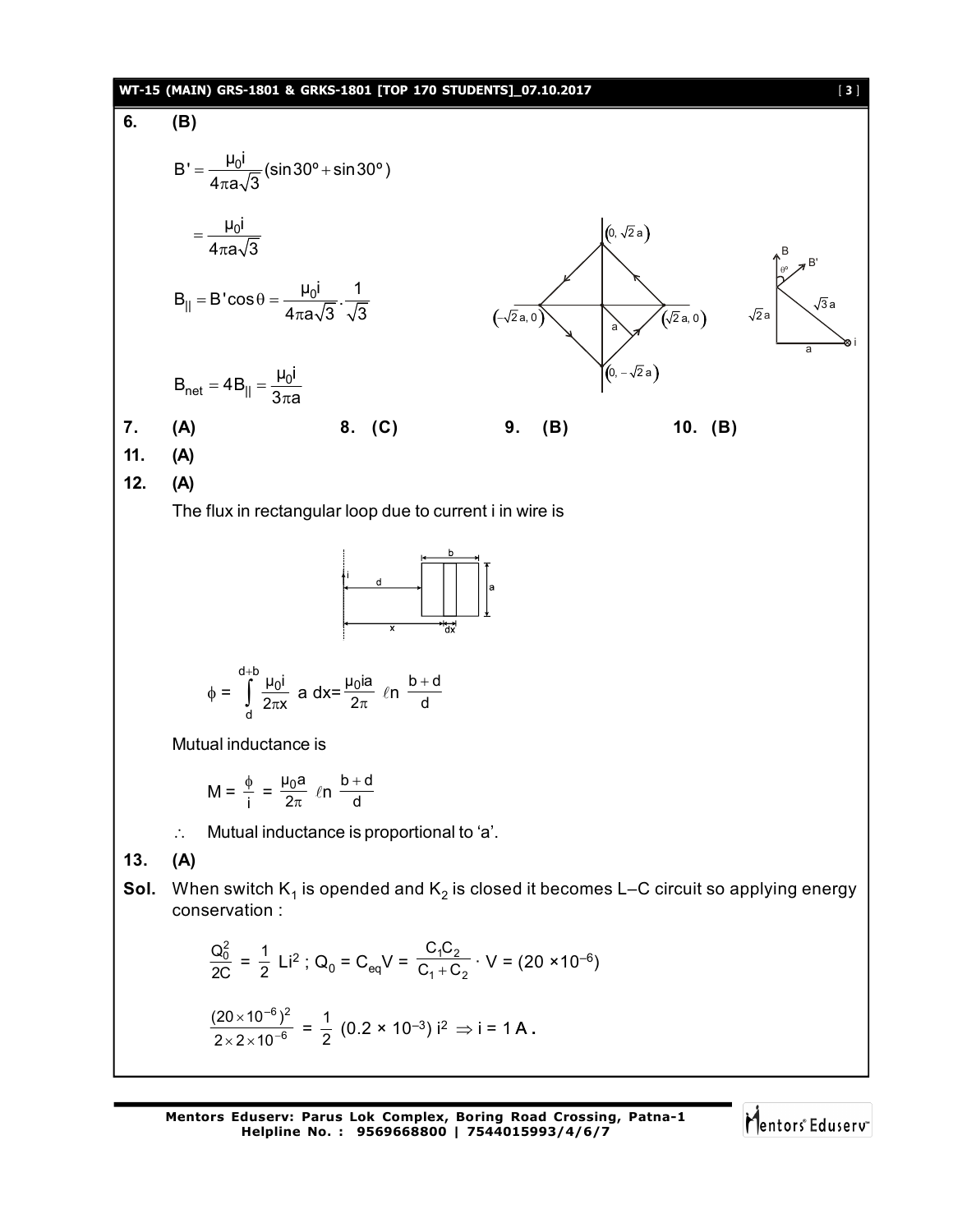**6. (B)**

$$B' = \frac{\mu_0 i}{4\pi a\sqrt{3}}(\sin 30^\circ + \sin 30^\circ)$$

$$= \frac{\mu_0 i}{4\pi a\sqrt{3}}$$

$$B_{||} = B'\cos\theta = \frac{\mu_0 i}{4\pi a\sqrt{3}}.\frac{1}{\sqrt{3}}$$

$$B_{net} = 4B_{||} = \frac{\mu_0 i}{3\pi a}$$

$(0, \sqrt{2}a)$, $(-\sqrt{2}a, 0)$, $(\sqrt{2}a, 0)$, $(0, -\sqrt{2}a)$, a

B, B', θ°, $\sqrt{3}a$, $\sqrt{2}a$, a, i

**7. (A)** **8. (C)** **9. (B)** **10. (B)**

**11. (A)**

**12. (A)**

The flux in rectangular loop due to current i in wire is

i, d, b, a, x, dx

$$\phi = \int_d^{d+b} \frac{\mu_0 i}{2\pi x}\ a\ dx = \frac{\mu_0 ia}{2\pi}\ \ell n\ \frac{b+d}{d}$$

Mutual inductance is

$$M = \frac{\phi}{i} = \frac{\mu_0 a}{2\pi}\ \ell n\ \frac{b+d}{d}$$

$\therefore$ Mutual inductance is proportional to 'a'.

**13. (A)**

**Sol.** When switch $K_1$ is opended and $K_2$ is closed it becomes L–C circuit so applying energy conservation :

$$\frac{Q_0^2}{2C} = \frac{1}{2}Li^2\ ;\ Q_0 = C_{eq}V = \frac{C_1C_2}{C_1+C_2}\cdot V = (20 \times 10^{-6})$$

$$\frac{(20\times10^{-6})^2}{2\times2\times10^{-6}} = \frac{1}{2}(0.2 \times 10^{-3})\, i^2 \Rightarrow i = 1\text{ A}.$$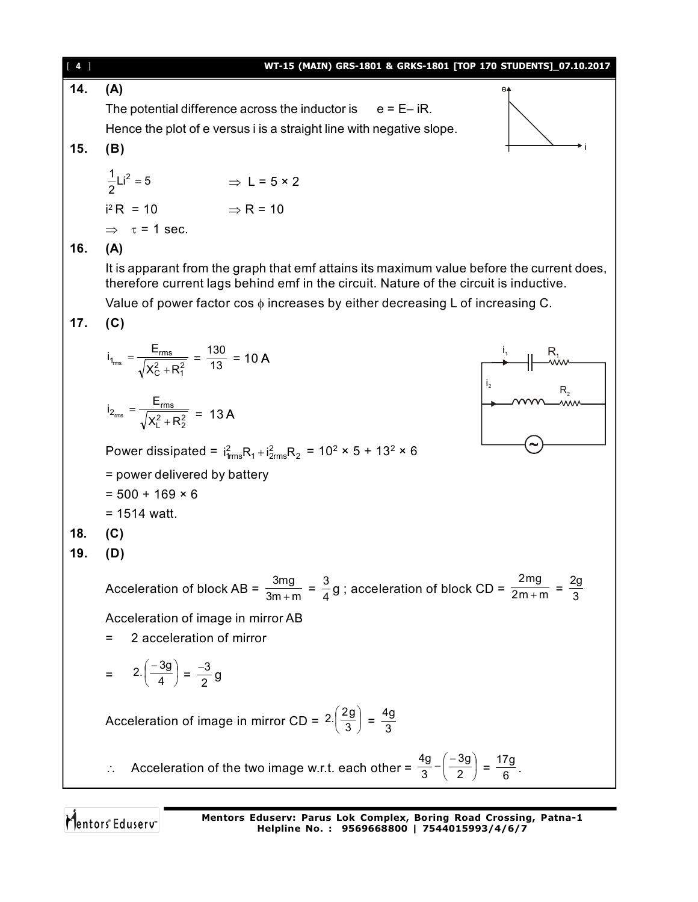**14.** **(A)**

The potential difference across the inductor is $e = E - iR$.

Hence the plot of e versus i is a straight line with negative slope.

**15.** **(B)**

$\frac{1}{2}Li^2 = 5$ $\Rightarrow$ L = 5 × 2

$i^2R = 10$ $\Rightarrow$ R = 10

$\Rightarrow$ $\tau$ = 1 sec.

**16.** **(A)**

It is apparant from the graph that emf attains its maximum value before the current does, therefore current lags behind emf in the circuit. Nature of the circuit is inductive.

Value of power factor cos $\phi$ increases by either decreasing L of increasing C.

**17.** **(C)**

$$i_{1_{rms}} = \frac{E_{rms}}{\sqrt{X_C^2 + R_1^2}} = \frac{130}{13} = 10\text{ A}$$

$$i_{2_{rms}} = \frac{E_{rms}}{\sqrt{X_L^2 + R_2^2}} = 13\text{ A}$$

Power dissipated = $i_{1rms}^2 R_1 + i_{2rms}^2 R_2$ = $10^2 \times 5 + 13^2 \times 6$

= power delivered by battery

= 500 + 169 × 6

= 1514 watt.

**18.** **(C)**

**19.** **(D)**

Acceleration of block AB = $\frac{3mg}{3m+m} = \frac{3}{4}g$ ; acceleration of block CD = $\frac{2mg}{2m+m} = \frac{2g}{3}$

Acceleration of image in mirror AB

= 2 acceleration of mirror

= $2.\left(\frac{-3g}{4}\right) = \frac{-3}{2}g$

Acceleration of image in mirror CD = $2.\left(\frac{2g}{3}\right) = \frac{4g}{3}$

$\therefore$ Acceleration of the two image w.r.t. each other = $\frac{4g}{3} - \left(\frac{-3g}{2}\right) = \frac{17g}{6}$.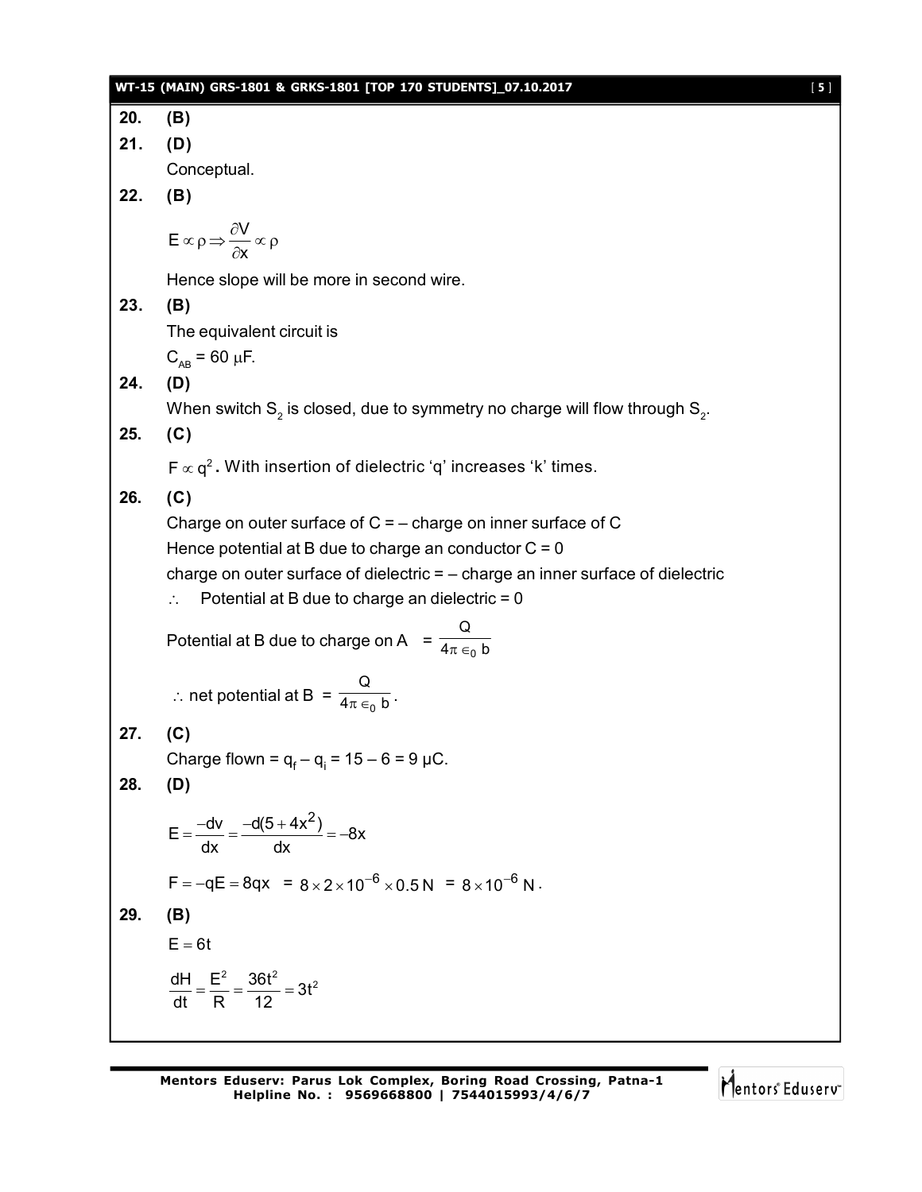**20.** **(B)**

**21.** **(D)**

Conceptual.

**22.** **(B)**

$$E \propto \rho \Rightarrow \frac{\partial V}{\partial x} \propto \rho$$

Hence slope will be more in second wire.

**23.** **(B)**

The equivalent circuit is

$C_{AB} = 60\ \mu F$.

**24.** **(D)**

When switch $S_2$ is closed, due to symmetry no charge will flow through $S_2$.

**25.** **(C)**

$F \propto q^2$**.** With insertion of dielectric 'q' increases 'k' times.

**26.** **(C)**

Charge on outer surface of C = – charge on inner surface of C

Hence potential at B due to charge an conductor C = 0

charge on outer surface of dielectric = – charge an inner surface of dielectric

$\therefore$ Potential at B due to charge an dielectric = 0

Potential at B due to charge on A $= \frac{Q}{4\pi \in_0 b}$

$\therefore$ net potential at B $= \frac{Q}{4\pi \in_0 b}$.

**27.** **(C)**

Charge flown = $q_f - q_i = 15 - 6 = 9\ \mu C$.

**28.** **(D)**

$$E = \frac{-dv}{dx} = \frac{-d(5+4x^2)}{dx} = -8x$$

$F = -qE = 8qx$ $= 8 \times 2 \times 10^{-6} \times 0.5\,N$ $= 8 \times 10^{-6}\,N$.

**29.** **(B)**

$$E = 6t$$

$$\frac{dH}{dt} = \frac{E^2}{R} = \frac{36t^2}{12} = 3t^2$$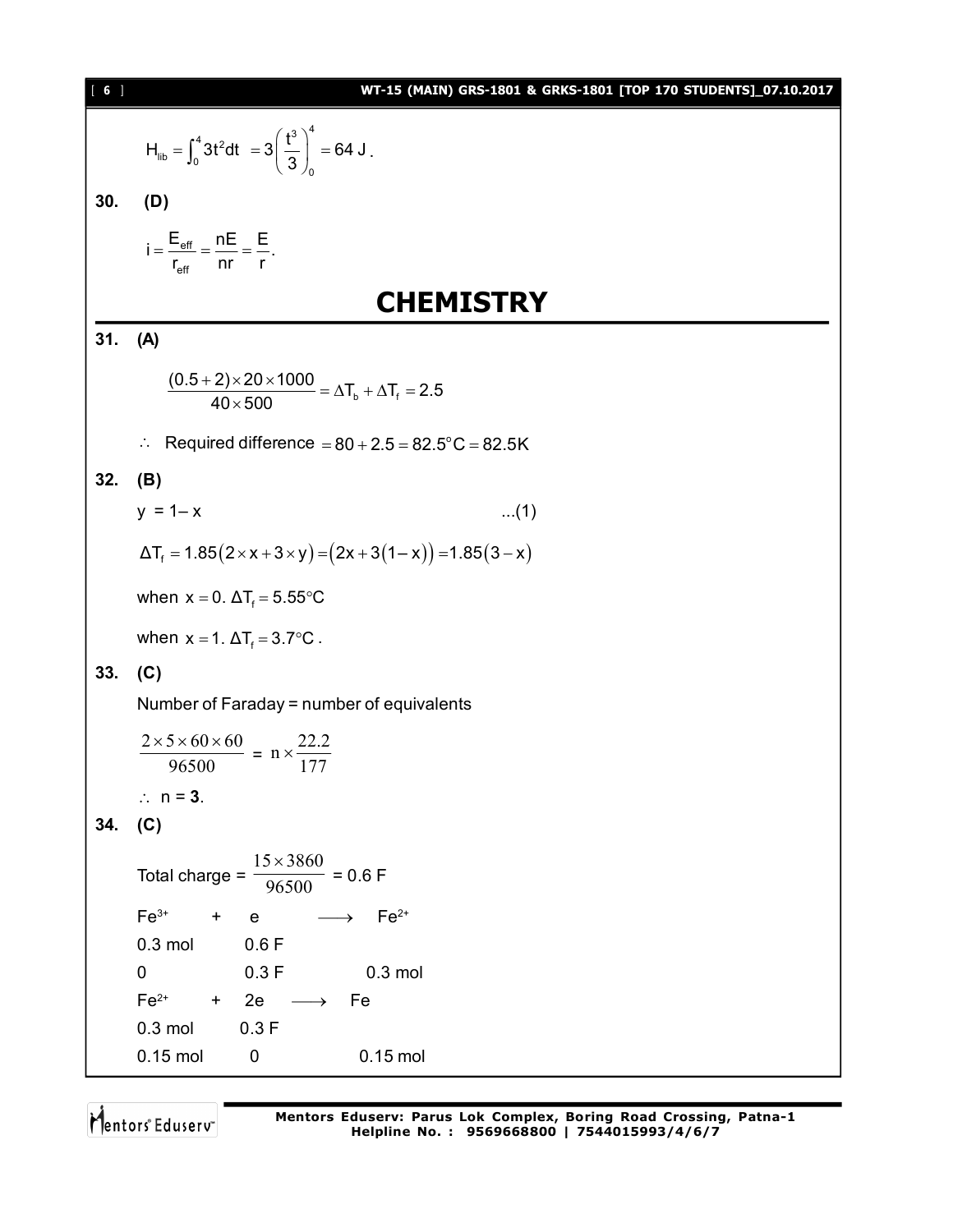$$H_{lib} = \int_0^4 3t^2 dt \;\; = 3\left(\frac{t^3}{3}\right)_0^4 = 64\ \text{J}.$$

**30. (D)**

$$i = \frac{E_{eff}}{r_{eff}} = \frac{nE}{nr} = \frac{E}{r}.$$

# CHEMISTRY

**31. (A)**

$$\frac{(0.5+2)\times 20\times 1000}{40\times 500} = \Delta T_b + \Delta T_f = 2.5$$

$\therefore$ Required difference $= 80 + 2.5 = 82.5^\circ C = 82.5K$

**32. (B)**

$y = 1 - x$ ...(1)

$$\Delta T_f = 1.85(2\times x + 3\times y) = (2x + 3(1-x)) = 1.85(3-x)$$

when $x = 0.\ \Delta T_f = 5.55^\circ C$

when $x = 1.\ \Delta T_f = 3.7^\circ C$.

**33. (C)**

Number of Faraday = number of equivalents

$$\frac{2\times 5\times 60\times 60}{96500} = n\times\frac{22.2}{177}$$

$\therefore$ n = **3**.

**34. (C)**

Total charge = $\frac{15\times 3860}{96500}$ = 0.6 F

| $Fe^{3+}$ | + e | $\longrightarrow$ $Fe^{2+}$ |
|---|---|---|
| 0.3 mol | 0.6 F | |
| 0 | 0.3 F | 0.3 mol |
| $Fe^{2+}$ | + 2e | $\longrightarrow$ Fe |
| 0.3 mol | 0.3 F | |
| 0.15 mol | 0 | 0.15 mol |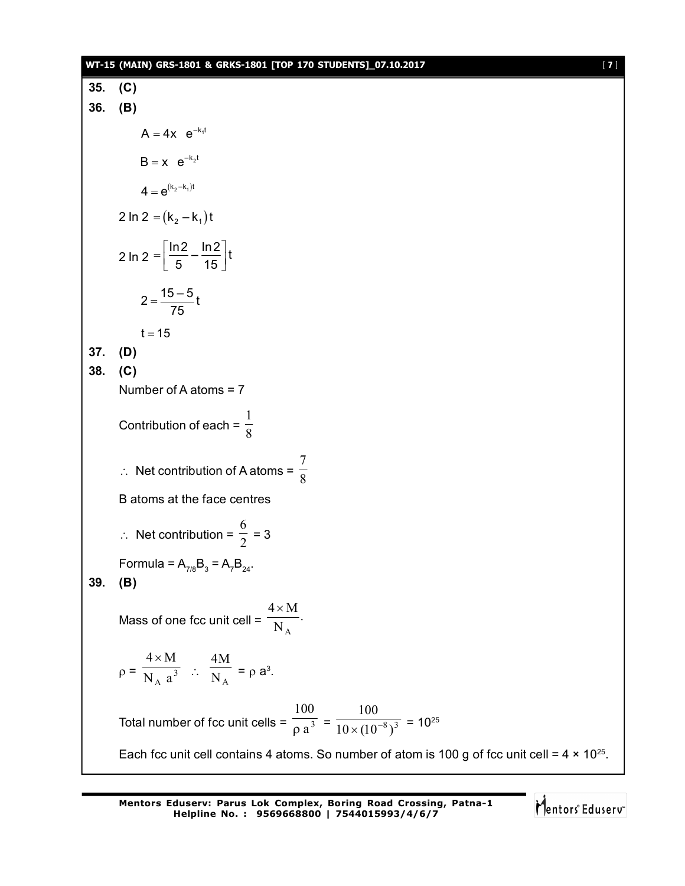**35. (C)**

**36. (B)**

$$A = 4x \quad e^{-k_1 t}$$

$$B = x \quad e^{-k_2 t}$$

$$4 = e^{(k_2 - k_1)t}$$

$$2 \ln 2 = (k_2 - k_1)t$$

$$2 \ln 2 = \left[\frac{\ln 2}{5} - \frac{\ln 2}{15}\right]t$$

$$2 = \frac{15 - 5}{75}t$$

$$t = 15$$

**37. (D)**

**38. (C)**

Number of A atoms = 7

Contribution of each = $\frac{1}{8}$

$\therefore$ Net contribution of A atoms = $\frac{7}{8}$

B atoms at the face centres

$\therefore$ Net contribution = $\frac{6}{2}$ = 3

Formula = $A_{7/8}B_3 = A_7B_{24}$.

**39. (B)**

Mass of one fcc unit cell = $\frac{4 \times M}{N_A}$.

$\rho = \frac{4 \times M}{N_A \ a^3} \quad \therefore \quad \frac{4M}{N_A} = \rho \ a^3$.

Total number of fcc unit cells = $\frac{100}{\rho \ a^3} = \frac{100}{10 \times (10^{-8})^3} = 10^{25}$

Each fcc unit cell contains 4 atoms. So number of atom is 100 g of fcc unit cell = $4 \times 10^{25}$.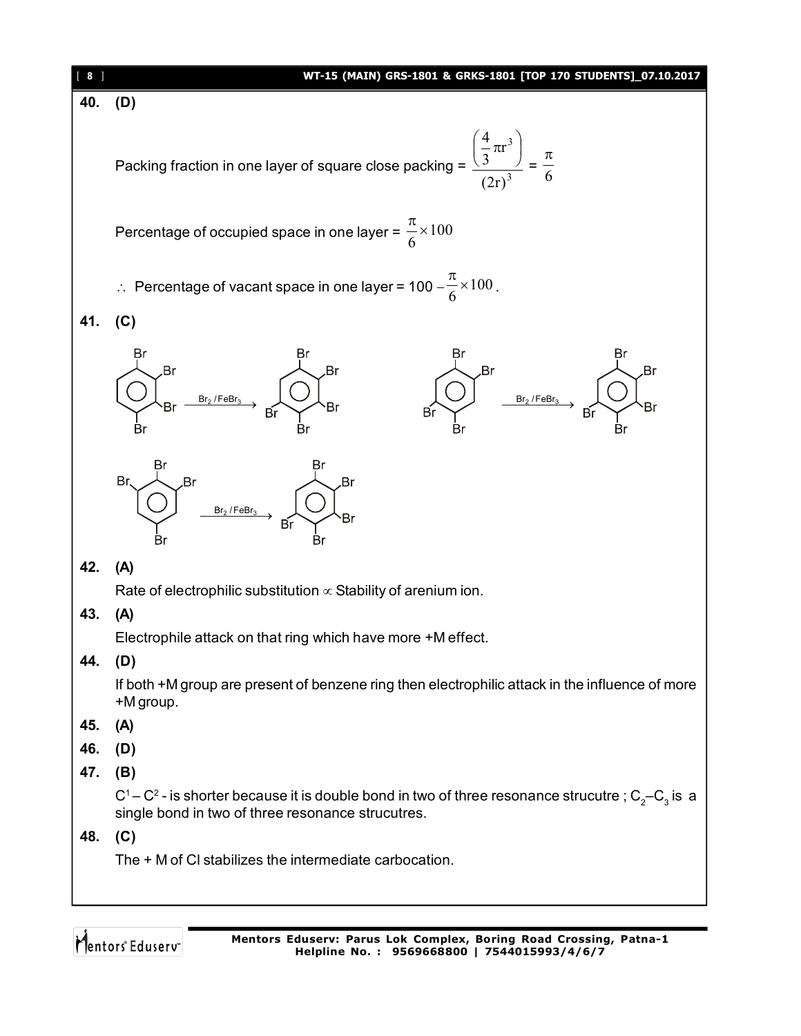**40. (D)**

Packing fraction in one layer of square close packing = $\frac{\left(\frac{4}{3}\pi r^3\right)}{(2r)^3} = \frac{\pi}{6}$

Percentage of occupied space in one layer = $\frac{\pi}{6} \times 100$

$\therefore$ Percentage of vacant space in one layer = $100 - \frac{\pi}{6} \times 100$.

**41. (C)**

1,2,3,4-tetrabromobenzene $\xrightarrow{Br_2/FeBr_3}$ pentabromobenzene

1,2,4,5-tetrabromobenzene $\xrightarrow{Br_2/FeBr_3}$ pentabromobenzene

1,2,3,5-tetrabromobenzene $\xrightarrow{Br_2/FeBr_3}$ pentabromobenzene

**42. (A)**

Rate of electrophilic substitution $\propto$ Stability of arenium ion.

**43. (A)**

Electrophile attack on that ring which have more +M effect.

**44. (D)**

If both +M group are present of benzene ring then electrophilic attack in the influence of more +M group.

**45. (A)**

**46. (D)**

**47. (B)**

$C^1 - C^2$ - is shorter because it is double bond in two of three resonance strucutre ; $C_2$–$C_3$ is a single bond in two of three resonance strucutres.

**48. (C)**

The + M of Cl stabilizes the intermediate carbocation.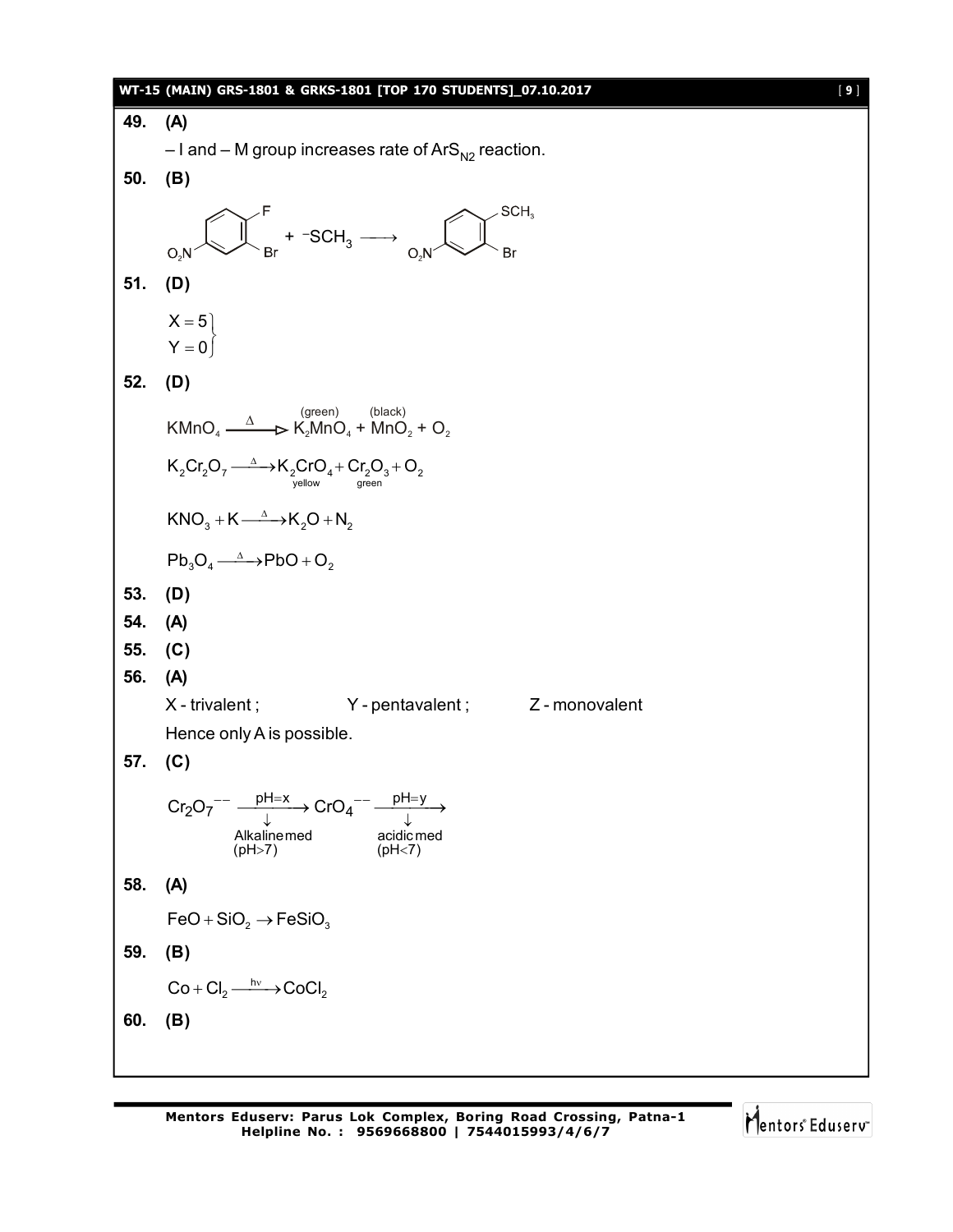**49. (A)**

– I and – M group increases rate of $ArS_{N2}$ reaction.

**50. (B)**

$$O_2N\text{-}C_6H_3(F)(Br) + {}^{-}SCH_3 \longrightarrow O_2N\text{-}C_6H_3(SCH_3)(Br)$$

**51. (D)**

$$\left.\begin{matrix} X = 5 \\ Y = 0 \end{matrix}\right\}$$

**52. (D)**

$$KMnO_4 \xrightarrow{\Delta} \underset{\text{(green)}}{K_2MnO_4} + \underset{\text{(black)}}{MnO_2} + O_2$$

$$K_2Cr_2O_7 \xrightarrow{\Delta} \underset{\text{yellow}}{K_2CrO_4} + \underset{\text{green}}{Cr_2O_3} + O_2$$

$$KNO_3 + K \xrightarrow{\Delta} K_2O + N_2$$

$$Pb_3O_4 \xrightarrow{\Delta} PbO + O_2$$

**53. (D)**

**54. (A)**

**55. (C)**

**56. (A)**

X - trivalent ; Y - pentavalent ; Z - monovalent

Hence only A is possible.

**57. (C)**

$$Cr_2O_7^{--} \xrightarrow[\substack{\downarrow \\ \text{Alkaline med} \\ (pH>7)}]{pH=x} CrO_4^{--} \xrightarrow[\substack{\downarrow \\ \text{acidic med} \\ (pH<7)}]{pH=y}$$

**58. (A)**

$$FeO + SiO_2 \rightarrow FeSiO_3$$

**59. (B)**

$$Co + Cl_2 \xrightarrow{h\nu} CoCl_2$$

**60. (B)**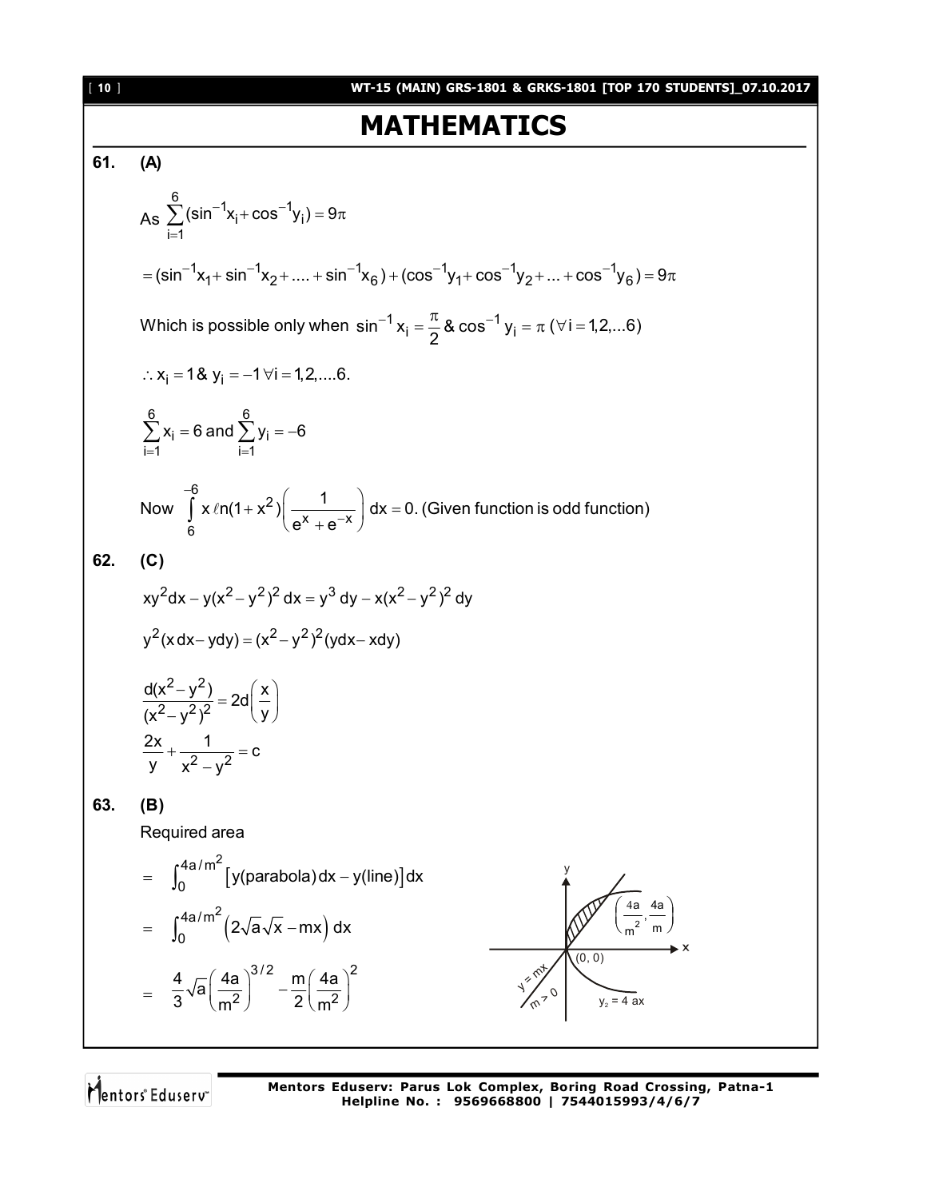# MATHEMATICS

**61. (A)**

As $\sum_{i=1}^{6}(\sin^{-1}x_i + \cos^{-1}y_i) = 9\pi$

$= (\sin^{-1}x_1 + \sin^{-1}x_2 + .... + \sin^{-1}x_6) + (\cos^{-1}y_1 + \cos^{-1}y_2 + ... + \cos^{-1}y_6) = 9\pi$

Which is possible only when $\sin^{-1}x_i = \frac{\pi}{2}$ & $\cos^{-1}y_i = \pi \ (\forall i = 1,2,...6)$

$\therefore x_i = 1$ & $y_i = -1 \ \forall i = 1,2,....6.$

$\sum_{i=1}^{6} x_i = 6$ and $\sum_{i=1}^{6} y_i = -6$

Now $\int_{6}^{-6} x \ln(1+x^2)\left(\frac{1}{e^x + e^{-x}}\right) dx = 0.$ (Given function is odd function)

**62. (C)**

$xy^2dx - y(x^2-y^2)^2 dx = y^3 dy - x(x^2-y^2)^2 dy$

$y^2(x\,dx - y\,dy) = (x^2-y^2)^2(y\,dx - x\,dy)$

$\frac{d(x^2-y^2)}{(x^2-y^2)^2} = 2d\left(\frac{x}{y}\right)$

$\frac{2x}{y} + \frac{1}{x^2-y^2} = c$

**63. (B)**

Required area

$= \int_0^{4a/m^2} [y(\text{parabola})dx - y(\text{line})]dx$

$= \int_0^{4a/m^2} \left(2\sqrt{a}\sqrt{x} - mx\right) dx$

$= \frac{4}{3}\sqrt{a}\left(\frac{4a}{m^2}\right)^{3/2} - \frac{m}{2}\left(\frac{4a}{m^2}\right)^2$

(Figure: $y = mx$, $m > 0$; $y^2 = 4ax$; points $(0, 0)$ and $\left(\frac{4a}{m^2}, \frac{4a}{m}\right)$)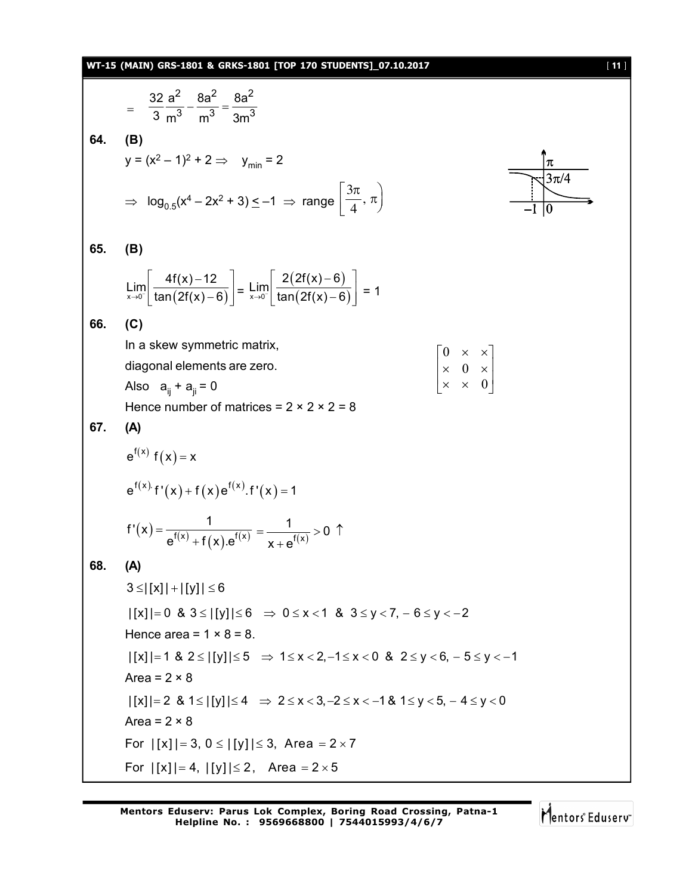$$= \frac{32}{3}\frac{a^2}{m^3} - \frac{8a^2}{m^3} = \frac{8a^2}{3m^3}$$

**64. (B)**

$y = (x^2 - 1)^2 + 2 \Rightarrow \quad y_{min} = 2$

$\Rightarrow \log_{0.5}(x^4 - 2x^2 + 3) \leq -1 \Rightarrow$ range $\left[\frac{3\pi}{4}, \pi\right)$

**65. (B)**

$$\lim_{x \to 0^-}\left[\frac{4f(x) - 12}{\tan(2f(x) - 6)}\right] = \lim_{x \to 0^-}\left[\frac{2(2f(x) - 6)}{\tan(2f(x) - 6)}\right] = 1$$

**66. (C)**

In a skew symmetric matrix,

diagonal elements are zero.

Also $a_{ij} + a_{ji} = 0$

$$\begin{bmatrix} 0 & \times & \times \\ \times & 0 & \times \\ \times & \times & 0 \end{bmatrix}$$

Hence number of matrices = 2 × 2 × 2 = 8

**67. (A)**

$$e^{f(x)} f(x) = x$$

$$e^{f(x)} f'(x) + f(x)e^{f(x)}.f'(x) = 1$$

$$f'(x) = \frac{1}{e^{f(x)} + f(x).e^{f(x)}} = \frac{1}{x + e^{f(x)}} > 0 \uparrow$$

**68. (A)**

$3 \leq |[x]| + |[y]| \leq 6$

$|[x]| = 0 \ \& \ 3 \leq |[y]| \leq 6 \ \Rightarrow 0 \leq x < 1 \ \& \ 3 \leq y < 7, -6 \leq y < -2$

Hence area = 1 × 8 = 8.

$|[x]| = 1 \ \& \ 2 \leq |[y]| \leq 5 \ \Rightarrow 1 \leq x < 2, -1 \leq x < 0 \ \& \ 2 \leq y < 6, -5 \leq y < -1$

Area = 2 × 8

$|[x]| = 2 \ \& \ 1 \leq |[y]| \leq 4 \ \Rightarrow 2 \leq x < 3, -2 \leq x < -1 \ \& \ 1 \leq y < 5, -4 \leq y < 0$

Area = 2 × 8

For $|[x]| = 3, \ 0 \leq |[y]| \leq 3$, Area $= 2 \times 7$

For $|[x]| = 4, \ |[y]| \leq 2$, Area $= 2 \times 5$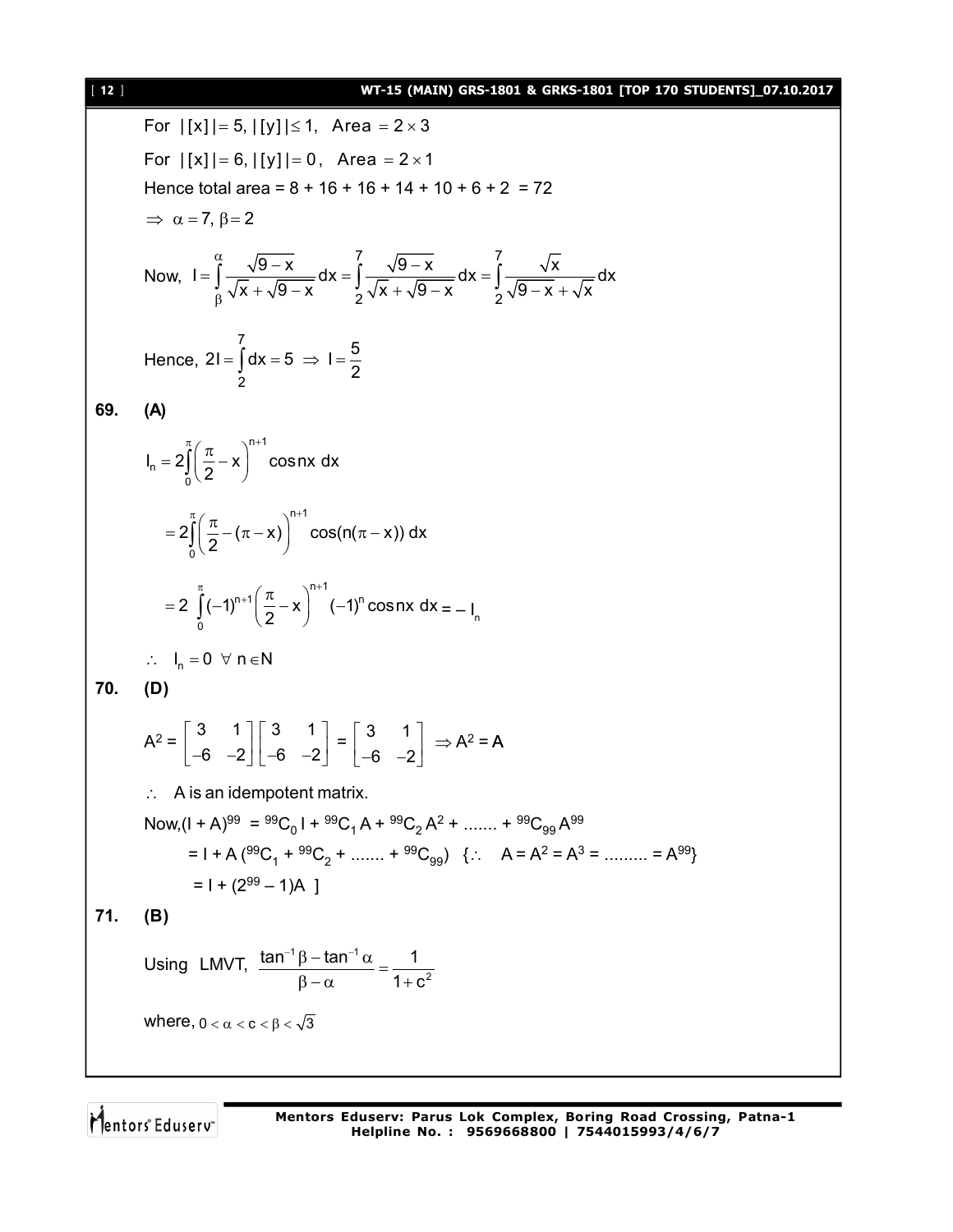For $|[x]| = 5, |[y]| \le 1$, Area $= 2 \times 3$

For $|[x]| = 6, |[y]| = 0$, Area $= 2 \times 1$

Hence total area = 8 + 16 + 16 + 14 + 10 + 6 + 2 = 72

$\Rightarrow \alpha = 7, \beta = 2$

Now, $$I = \int_{\beta}^{\alpha} \frac{\sqrt{9-x}}{\sqrt{x} + \sqrt{9-x}} dx = \int_{2}^{7} \frac{\sqrt{9-x}}{\sqrt{x} + \sqrt{9-x}} dx = \int_{2}^{7} \frac{\sqrt{x}}{\sqrt{9-x} + \sqrt{x}} dx$$

Hence, $$2I = \int_{2}^{7} dx = 5 \Rightarrow I = \frac{5}{2}$$

**69. (A)**

$$I_n = 2\int_0^{\pi} \left(\frac{\pi}{2} - x\right)^{n+1} \cos nx \, dx$$

$$= 2\int_0^{\pi} \left(\frac{\pi}{2} - (\pi - x)\right)^{n+1} \cos(n(\pi - x)) \, dx$$

$$= 2\int_0^{\pi} (-1)^{n+1} \left(\frac{\pi}{2} - x\right)^{n+1} (-1)^n \cos nx \, dx = -I_n$$

$\therefore \ I_n = 0 \ \forall \ n \in N$

**70. (D)**

$$A^2 = \begin{bmatrix} 3 & 1 \\ -6 & -2 \end{bmatrix} \begin{bmatrix} 3 & 1 \\ -6 & -2 \end{bmatrix} = \begin{bmatrix} 3 & 1 \\ -6 & -2 \end{bmatrix} \Rightarrow A^2 = A$$

$\therefore$ A is an idempotent matrix.

Now, $(I + A)^{99} = {}^{99}C_0 I + {}^{99}C_1 A + {}^{99}C_2 A^2 + \ldots\ldots + {}^{99}C_{99} A^{99}$

$= I + A({}^{99}C_1 + {}^{99}C_2 + \ldots\ldots + {}^{99}C_{99})$ $\{\because \ A = A^2 = A^3 = \ldots\ldots = A^{99}\}$

$= I + (2^{99} - 1)A$ ]

**71. (B)**

Using LMVT, $$\frac{\tan^{-1}\beta - \tan^{-1}\alpha}{\beta - \alpha} = \frac{1}{1+c^2}$$

where, $0 < \alpha < c < \beta < \sqrt{3}$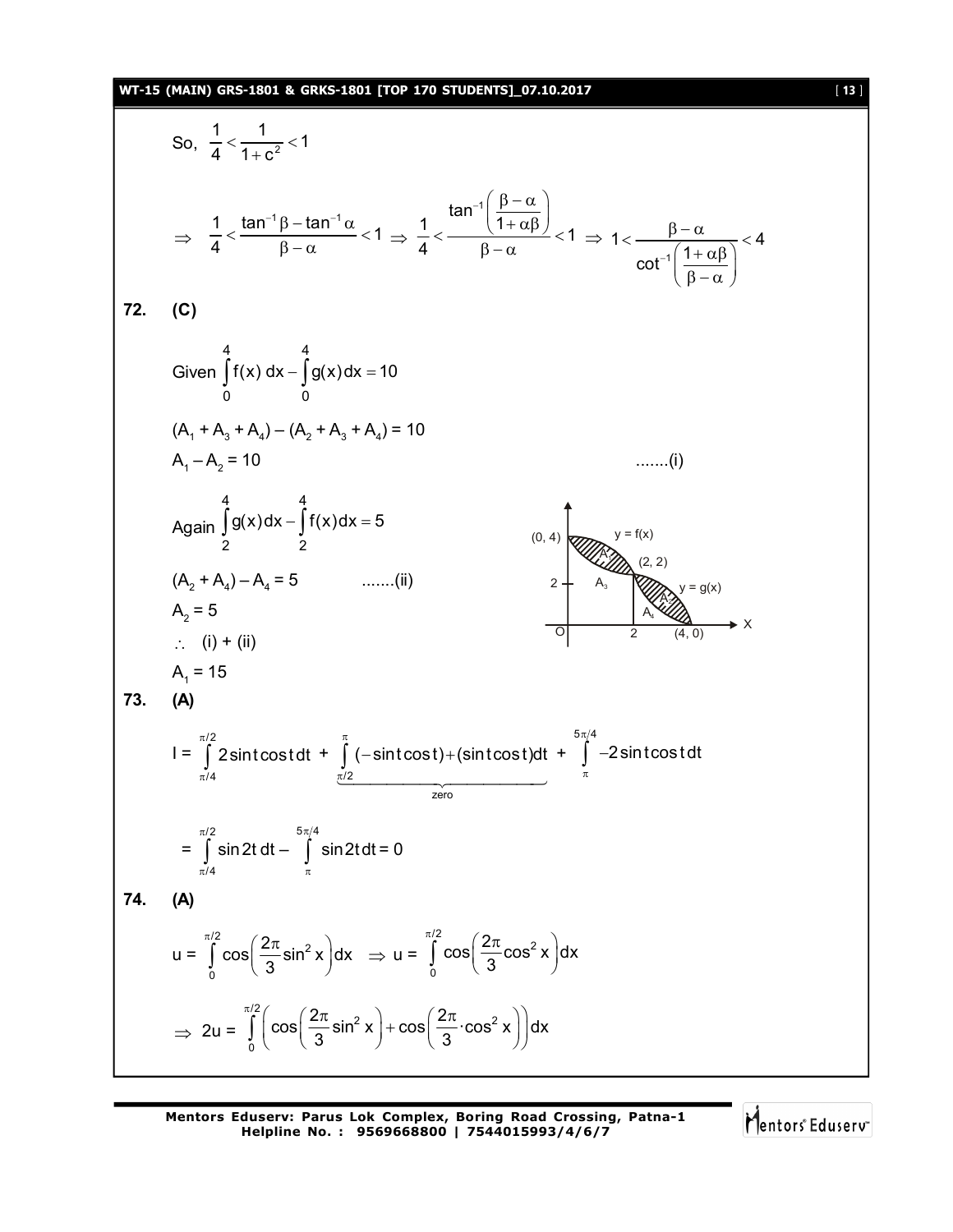So, $\frac{1}{4} < \frac{1}{1+c^2} < 1$

$$\Rightarrow \frac{1}{4} < \frac{\tan^{-1}\beta - \tan^{-1}\alpha}{\beta - \alpha} < 1 \Rightarrow \frac{1}{4} < \frac{\tan^{-1}\left(\frac{\beta-\alpha}{1+\alpha\beta}\right)}{\beta-\alpha} < 1 \Rightarrow 1 < \frac{\beta-\alpha}{\cot^{-1}\left(\frac{1+\alpha\beta}{\beta-\alpha}\right)} < 4$$

**72. (C)**

Given $\int_0^4 f(x)\,dx - \int_0^4 g(x)\,dx = 10$

$(A_1 + A_3 + A_4) - (A_2 + A_3 + A_4) = 10$

$A_1 - A_2 = 10$ .......(i)

Again $\int_2^4 g(x)\,dx - \int_2^4 f(x)\,dx = 5$

$(A_2 + A_4) - A_4 = 5$ .......(ii)

$A_2 = 5$

$\therefore$ (i) + (ii)

$A_1 = 15$

**73. (A)**

$$I = \int_{\pi/4}^{\pi/2} 2\sin t\cos t\,dt + \underbrace{\int_{\pi/2}^{\pi} (-\sin t\cos t) + (\sin t\cos t)\,dt}_{\text{zero}} + \int_{\pi}^{5\pi/4} -2\sin t\cos t\,dt$$

$$= \int_{\pi/4}^{\pi/2} \sin 2t\,dt - \int_{\pi}^{5\pi/4} \sin 2t\,dt = 0$$

**74. (A)**

$$u = \int_0^{\pi/2} \cos\left(\frac{2\pi}{3}\sin^2 x\right)dx \Rightarrow u = \int_0^{\pi/2} \cos\left(\frac{2\pi}{3}\cos^2 x\right)dx$$

$$\Rightarrow 2u = \int_0^{\pi/2} \left(\cos\left(\frac{2\pi}{3}\sin^2 x\right) + \cos\left(\frac{2\pi}{3}\cdot\cos^2 x\right)\right)dx$$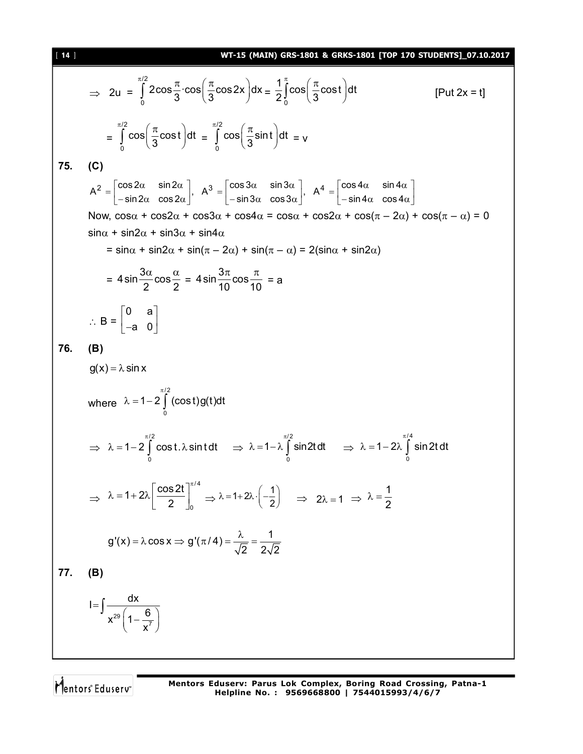$$\Rightarrow \quad 2u = \int_0^{\pi/2} 2\cos\frac{\pi}{3}\cdot\cos\left(\frac{\pi}{3}\cos 2x\right)dx = \frac{1}{2}\int_0^{\pi}\cos\left(\frac{\pi}{3}\cos t\right)dt \qquad \text{[Put } 2x = t\text{]}$$

$$= \int_0^{\pi/2}\cos\left(\frac{\pi}{3}\cos t\right)dt = \int_0^{\pi/2}\cos\left(\frac{\pi}{3}\sin t\right)dt = v$$

**75. (C)**

$$A^2 = \begin{bmatrix}\cos 2\alpha & \sin 2\alpha \\ -\sin 2\alpha & \cos 2\alpha\end{bmatrix},\ A^3 = \begin{bmatrix}\cos 3\alpha & \sin 3\alpha \\ -\sin 3\alpha & \cos 3\alpha\end{bmatrix},\ A^4 = \begin{bmatrix}\cos 4\alpha & \sin 4\alpha \\ -\sin 4\alpha & \cos 4\alpha\end{bmatrix}$$

Now, $\cos\alpha + \cos 2\alpha + \cos 3\alpha + \cos 4\alpha = \cos\alpha + \cos 2\alpha + \cos(\pi - 2\alpha) + \cos(\pi - \alpha) = 0$

$\sin\alpha + \sin 2\alpha + \sin 3\alpha + \sin 4\alpha$

$= \sin\alpha + \sin 2\alpha + \sin(\pi - 2\alpha) + \sin(\pi - \alpha) = 2(\sin\alpha + \sin 2\alpha)$

$$= 4\sin\frac{3\alpha}{2}\cos\frac{\alpha}{2} = 4\sin\frac{3\pi}{10}\cos\frac{\pi}{10} = a$$

$$\therefore B = \begin{bmatrix}0 & a \\ -a & 0\end{bmatrix}$$

**76. (B)**

$g(x) = \lambda\sin x$

where $\lambda = 1 - 2\int_0^{\pi/2}(\cos t)g(t)dt$

$$\Rightarrow \lambda = 1 - 2\int_0^{\pi/2}\cos t.\lambda\sin t\,dt \quad \Rightarrow \lambda = 1 - \lambda\int_0^{\pi/2}\sin 2t\,dt \quad \Rightarrow \lambda = 1 - 2\lambda\int_0^{\pi/4}\sin 2t\,dt$$

$$\Rightarrow \lambda = 1 + 2\lambda\left[\frac{\cos 2t}{2}\right]_0^{\pi/4} \Rightarrow \lambda = 1 + 2\lambda\cdot\left(-\frac{1}{2}\right) \quad \Rightarrow 2\lambda = 1 \Rightarrow \lambda = \frac{1}{2}$$

$$g'(x) = \lambda\cos x \Rightarrow g'(\pi/4) = \frac{\lambda}{\sqrt{2}} = \frac{1}{2\sqrt{2}}$$

**77. (B)**

$$I = \int\frac{dx}{x^{29}\left(1 - \frac{6}{x^7}\right)}$$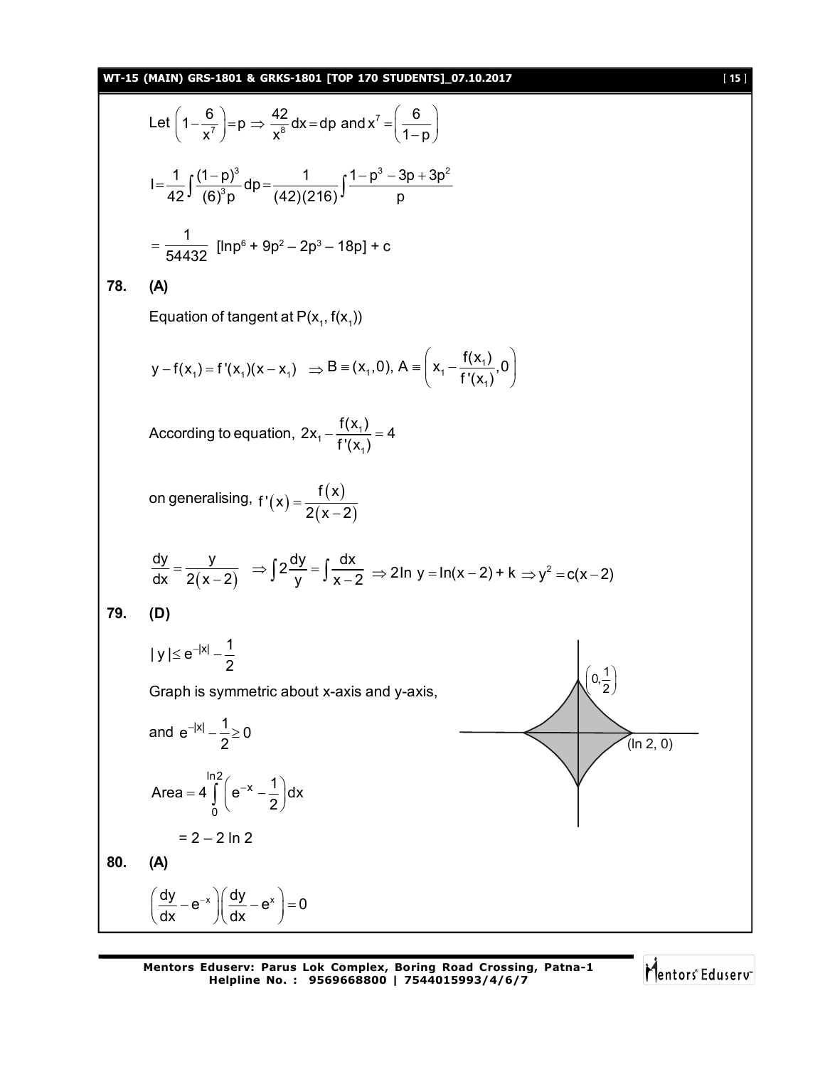Let $\left(1-\frac{6}{x^7}\right)=p \Rightarrow \frac{42}{x^8}dx=dp$ and $x^7=\left(\frac{6}{1-p}\right)$

$$I=\frac{1}{42}\int\frac{(1-p)^3}{(6)^3p}dp=\frac{1}{(42)(216)}\int\frac{1-p^3-3p+3p^2}{p}$$

$$=\frac{1}{54432}\ [\ln p^6+9p^2-2p^3-18p]+c$$

**78. (A)**

Equation of tangent at $P(x_1, f(x_1))$

$$y-f(x_1)=f'(x_1)(x-x_1)\ \Rightarrow B\equiv(x_1,0),\ A\equiv\left(x_1-\frac{f(x_1)}{f'(x_1)},0\right)$$

According to equation, $2x_1-\frac{f(x_1)}{f'(x_1)}=4$

on generalising, $f'(x)=\frac{f(x)}{2(x-2)}$

$$\frac{dy}{dx}=\frac{y}{2(x-2)}\ \Rightarrow\int 2\frac{dy}{y}=\int\frac{dx}{x-2}\ \Rightarrow 2\ln y=\ln(x-2)+k\Rightarrow y^2=c(x-2)$$

**79. (D)**

$|y|\le e^{-|x|}-\frac{1}{2}$

Graph is symmetric about x-axis and y-axis,

and $e^{-|x|}-\frac{1}{2}\ge 0$

$(0,\frac{1}{2})$

$(\ln 2, 0)$

$$\text{Area}=4\int_0^{\ln 2}\left(e^{-x}-\frac{1}{2}\right)dx$$

$=2-2\ln 2$

**80. (A)**

$$\left(\frac{dy}{dx}-e^{-x}\right)\left(\frac{dy}{dx}-e^{x}\right)=0$$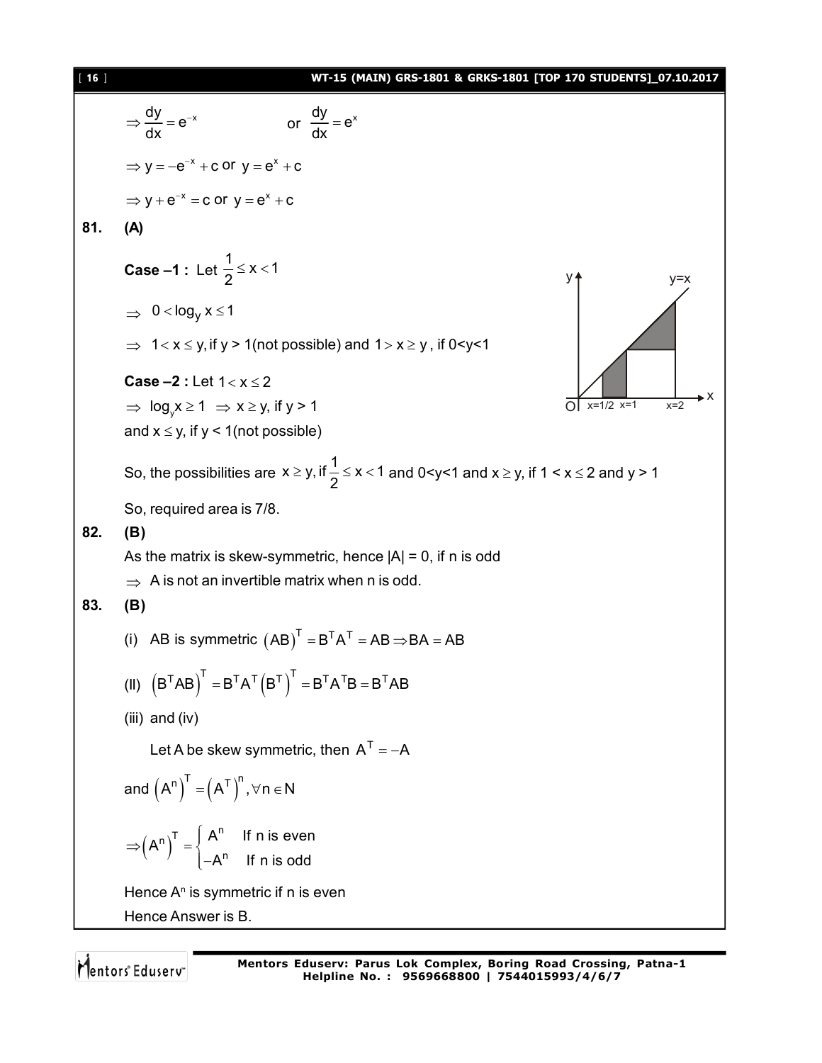$$\Rightarrow \frac{dy}{dx} = e^{-x} \qquad \text{or} \quad \frac{dy}{dx} = e^{x}$$

$$\Rightarrow y = -e^{-x} + c \text{ or } y = e^{x} + c$$

$$\Rightarrow y + e^{-x} = c \text{ or } y = e^{x} + c$$

**81. (A)**

**Case –1 :** Let $\frac{1}{2} \le x < 1$

$\Rightarrow \; 0 < \log_y x \le 1$

$\Rightarrow \; 1 < x \le y$, if y > 1(not possible) and $1 > x \ge y$ , if 0<y<1

**Case –2 :** Let $1 < x \le 2$

$\Rightarrow \; \log_y x \ge 1 \; \Rightarrow x \ge y$, if y > 1

and $x \le y$, if y < 1(not possible)

So, the possibilities are $x \ge y, \text{if } \frac{1}{2} \le x < 1$ and 0<y<1 and $x \ge y$, if $1 < x \le 2$ and y > 1

So, required area is 7/8.

**82. (B)**

As the matrix is skew-symmetric, hence |A| = 0, if n is odd

$\Rightarrow$ A is not an invertible matrix when n is odd.

**83. (B)**

(i) AB is symmetric $(AB)^T = B^T A^T = AB \Rightarrow BA = AB$

(II) $\left(B^T AB\right)^T = B^T A^T \left(B^T\right)^T = B^T A^T B = B^T AB$

(iii) and (iv)

Let A be skew symmetric, then $A^T = -A$

and $\left(A^n\right)^T = \left(A^T\right)^n, \forall n \in N$

$$\Rightarrow \left(A^n\right)^T = \begin{cases} A^n & \text{If n is even} \\ -A^n & \text{If n is odd} \end{cases}$$

Hence $A^n$ is symmetric if n is even

Hence Answer is B.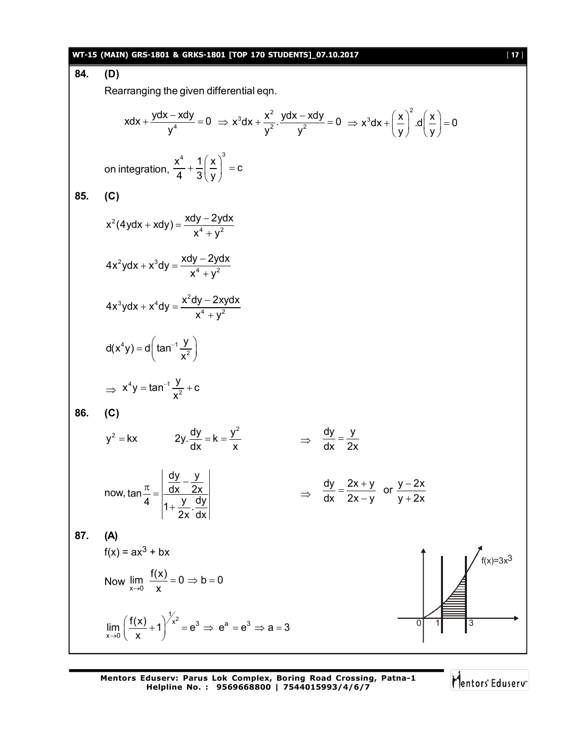**84.** **(D)**

Rearranging the given differential eqn.

$$xdx + \frac{ydx - xdy}{y^4} = 0 \;\Rightarrow\; x^3dx + \frac{x^2}{y^2}.\frac{ydx - xdy}{y^2} = 0 \;\Rightarrow\; x^3dx + \left(\frac{x}{y}\right)^2.d\left(\frac{x}{y}\right) = 0$$

on integration, $\frac{x^4}{4} + \frac{1}{3}\left(\frac{x}{y}\right)^3 = c$

**85.** **(C)**

$$x^2(4ydx + xdy) = \frac{xdy - 2ydx}{x^4 + y^2}$$

$$4x^2ydx + x^3dy = \frac{xdy - 2ydx}{x^4 + y^2}$$

$$4x^3ydx + x^4dy = \frac{x^2dy - 2xydx}{x^4 + y^2}$$

$$d(x^4y) = d\left(\tan^{-1}\frac{y}{x^2}\right)$$

$$\Rightarrow\; x^4y = \tan^{-1}\frac{y}{x^2} + c$$

**86.** **(C)**

$y^2 = kx \qquad 2y.\frac{dy}{dx} = k = \frac{y^2}{x} \qquad \Rightarrow\; \frac{dy}{dx} = \frac{y}{2x}$

now, $\tan\frac{\pi}{4} = \left|\frac{\frac{dy}{dx} - \frac{y}{2x}}{1 + \frac{y}{2x}.\frac{dy}{dx}}\right| \qquad \Rightarrow\; \frac{dy}{dx} = \frac{2x + y}{2x - y}$ or $\frac{y - 2x}{y + 2x}$

**87.** **(A)**

$f(x) = ax^3 + bx$

Now $\lim\limits_{x\to 0}\frac{f(x)}{x} = 0 \Rightarrow b = 0$

$$\lim_{x\to 0}\left(\frac{f(x)}{x} + 1\right)^{1/x^2} = e^3 \;\Rightarrow\; e^a = e^3 \Rightarrow a = 3$$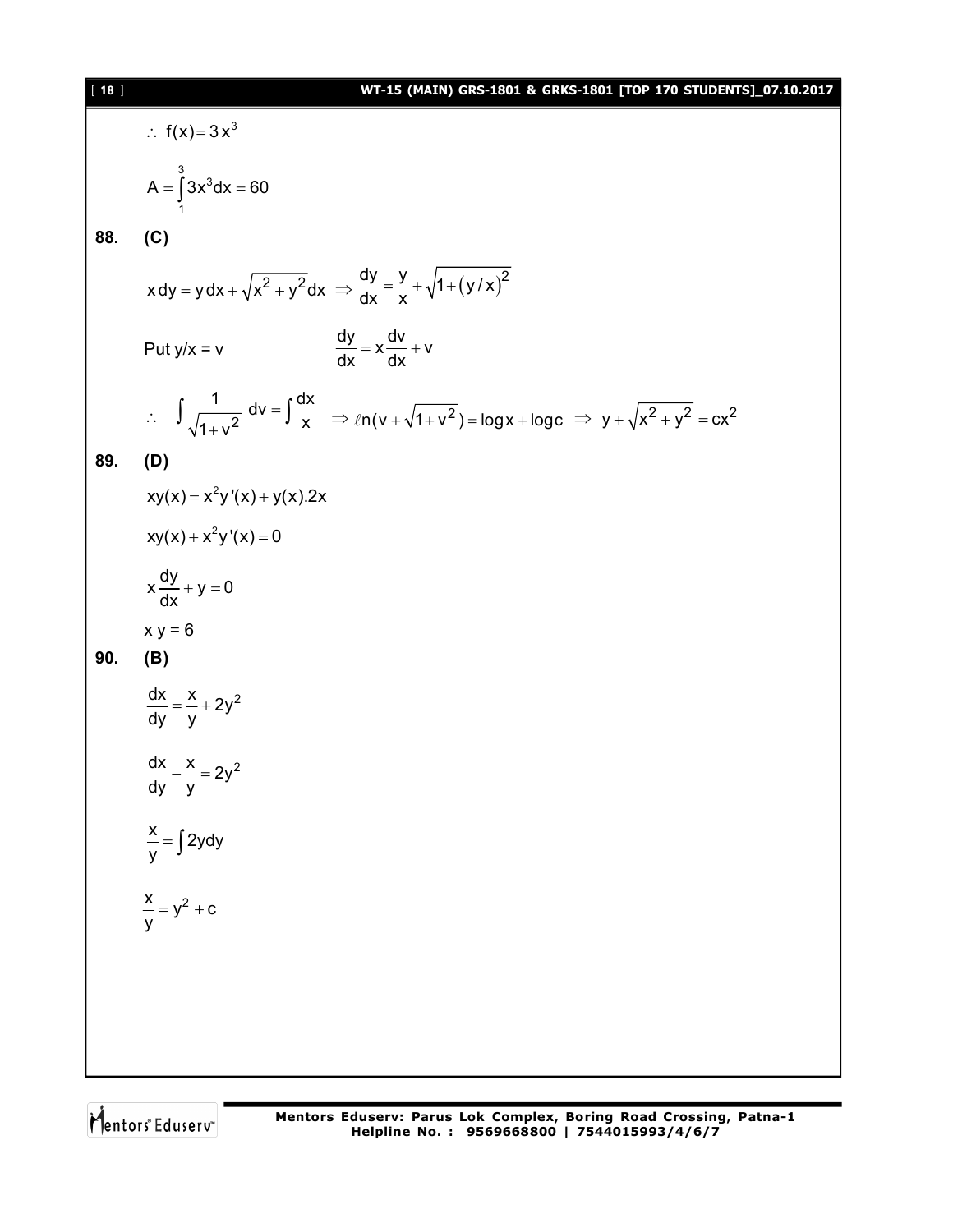$\therefore\ f(x) = 3x^3$

$$A = \int_1^3 3x^3 dx = 60$$

**88. (C)**

$$x\,dy = y\,dx + \sqrt{x^2 + y^2}\,dx \Rightarrow \frac{dy}{dx} = \frac{y}{x} + \sqrt{1 + (y/x)^2}$$

Put y/x = v $\qquad \dfrac{dy}{dx} = x\dfrac{dv}{dx} + v$

$$\therefore \int \frac{1}{\sqrt{1+v^2}}\,dv = \int \frac{dx}{x} \Rightarrow \ell n(v + \sqrt{1+v^2}) = \log x + \log c \Rightarrow y + \sqrt{x^2 + y^2} = cx^2$$

**89. (D)**

$$xy(x) = x^2 y'(x) + y(x).2x$$

$$xy(x) + x^2 y'(x) = 0$$

$$x\frac{dy}{dx} + y = 0$$

$$x\,y = 6$$

**90. (B)**

$$\frac{dx}{dy} = \frac{x}{y} + 2y^2$$

$$\frac{dx}{dy} - \frac{x}{y} = 2y^2$$

$$\frac{x}{y} = \int 2y\,dy$$

$$\frac{x}{y} = y^2 + c$$